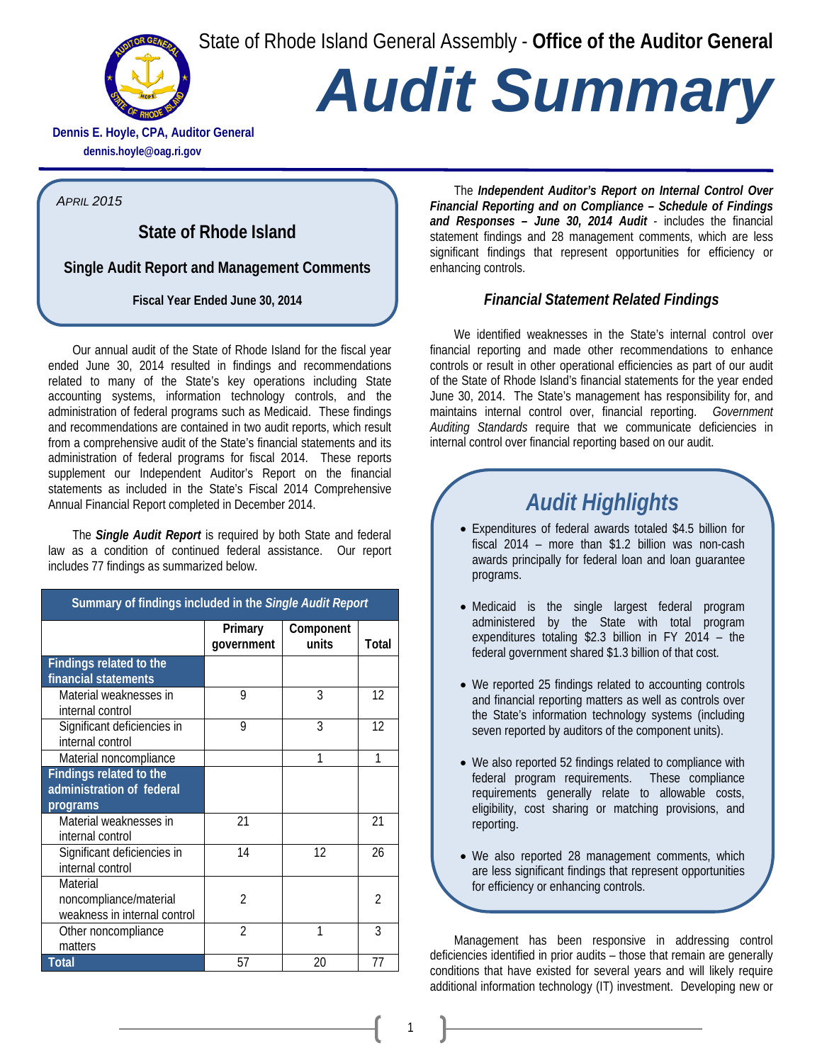State of Rhode Island General Assembly - **Office of the Auditor General**

# *Audit Summary*

**Dennis E. Hoyle, CPA, Auditor General**
**dennis.hoyle@oag.ri.gov**

*April 2015*

## State of Rhode Island

### Single Audit Report and Management Comments

**Fiscal Year Ended June 30, 2014**

Our annual audit of the State of Rhode Island for the fiscal year ended June 30, 2014 resulted in findings and recommendations related to many of the State's key operations including State accounting systems, information technology controls, and the administration of federal programs such as Medicaid. These findings and recommendations are contained in two audit reports, which result from a comprehensive audit of the State's financial statements and its administration of federal programs for fiscal 2014. These reports supplement our Independent Auditor's Report on the financial statements as included in the State's Fiscal 2014 Comprehensive Annual Financial Report completed in December 2014.

The ***Single Audit Report*** is required by both State and federal law as a condition of continued federal assistance. Our report includes 77 findings as summarized below.

| Summary of findings included in the *Single Audit Report* | | | |
|---|---|---|---|
| | Primary government | Component units | Total |
| **Findings related to the financial statements** | | | |
| Material weaknesses in internal control | 9 | 3 | 12 |
| Significant deficiencies in internal control | 9 | 3 | 12 |
| Material noncompliance | | 1 | 1 |
| **Findings related to the administration of federal programs** | | | |
| Material weaknesses in internal control | 21 | | 21 |
| Significant deficiencies in internal control | 14 | 12 | 26 |
| Material noncompliance/material weakness in internal control | 2 | | 2 |
| Other noncompliance matters | 2 | 1 | 3 |
| **Total** | 57 | 20 | 77 |

The ***Independent Auditor's Report on Internal Control Over Financial Reporting and on Compliance – Schedule of Findings and Responses – June 30, 2014 Audit*** - includes the financial statement findings and 28 management comments, which are less significant findings that represent opportunities for efficiency or enhancing controls.

### *Financial Statement Related Findings*

We identified weaknesses in the State's internal control over financial reporting and made other recommendations to enhance controls or result in other operational efficiencies as part of our audit of the State of Rhode Island's financial statements for the year ended June 30, 2014. The State's management has responsibility for, and maintains internal control over, financial reporting. *Government Auditing Standards* require that we communicate deficiencies in internal control over financial reporting based on our audit.

## *Audit Highlights*

- Expenditures of federal awards totaled $4.5 billion for fiscal 2014 – more than $1.2 billion was non-cash awards principally for federal loan and loan guarantee programs.
- Medicaid is the single largest federal program administered by the State with total program expenditures totaling $2.3 billion in FY 2014 – the federal government shared $1.3 billion of that cost.
- We reported 25 findings related to accounting controls and financial reporting matters as well as controls over the State's information technology systems (including seven reported by auditors of the component units).
- We also reported 52 findings related to compliance with federal program requirements. These compliance requirements generally relate to allowable costs, eligibility, cost sharing or matching provisions, and reporting.
- We also reported 28 management comments, which are less significant findings that represent opportunities for efficiency or enhancing controls.

Management has been responsive in addressing control deficiencies identified in prior audits – those that remain are generally conditions that have existed for several years and will likely require additional information technology (IT) investment. Developing new or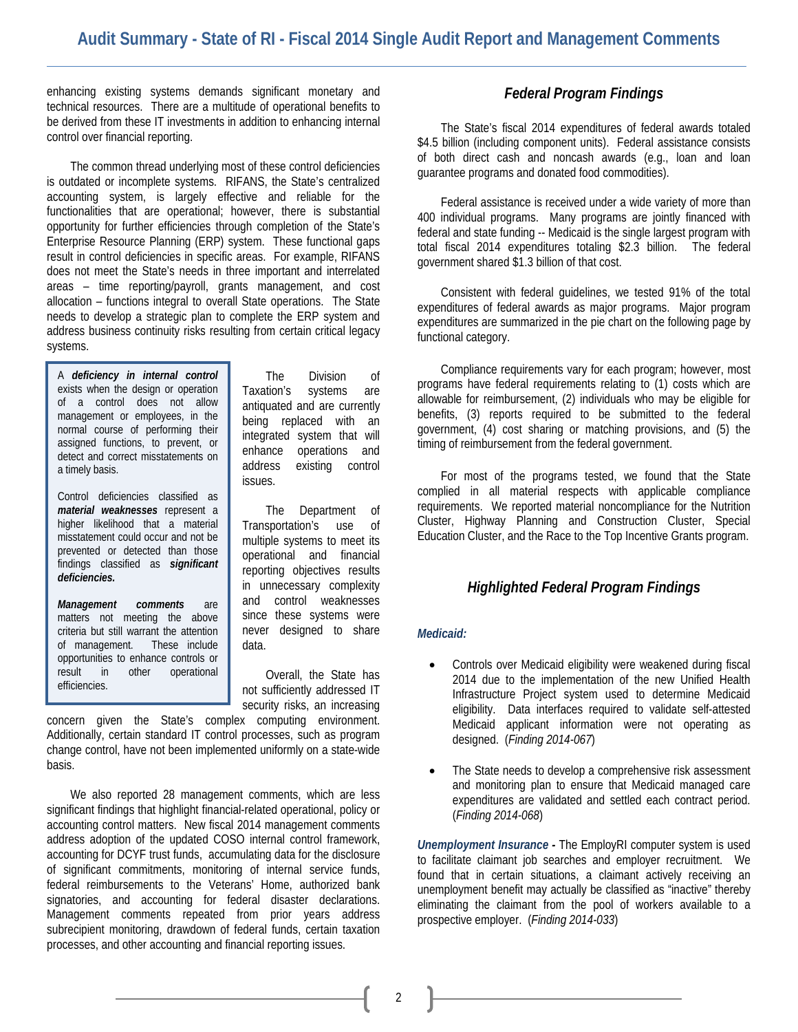enhancing existing systems demands significant monetary and technical resources. There are a multitude of operational benefits to be derived from these IT investments in addition to enhancing internal control over financial reporting.

The common thread underlying most of these control deficiencies is outdated or incomplete systems. RIFANS, the State's centralized accounting system, is largely effective and reliable for the functionalities that are operational; however, there is substantial opportunity for further efficiencies through completion of the State's Enterprise Resource Planning (ERP) system. These functional gaps result in control deficiencies in specific areas. For example, RIFANS does not meet the State's needs in three important and interrelated areas – time reporting/payroll, grants management, and cost allocation – functions integral to overall State operations. The State needs to develop a strategic plan to complete the ERP system and address business continuity risks resulting from certain critical legacy systems.

> A ***deficiency in internal control*** exists when the design or operation of a control does not allow management or employees, in the normal course of performing their assigned functions, to prevent, or detect and correct misstatements on a timely basis.
>
> Control deficiencies classified as ***material weaknesses*** represent a higher likelihood that a material misstatement could occur and not be prevented or detected than those findings classified as ***significant deficiencies.***
>
> ***Management comments*** are matters not meeting the above criteria but still warrant the attention of management. These include opportunities to enhance controls or result in other operational efficiencies.

The Division of Taxation's systems are antiquated and are currently being replaced with an integrated system that will enhance operations and address existing control issues.

The Department of Transportation's use of multiple systems to meet its operational and financial reporting objectives results in unnecessary complexity and control weaknesses since these systems were never designed to share data.

Overall, the State has not sufficiently addressed IT security risks, an increasing concern given the State's complex computing environment. Additionally, certain standard IT control processes, such as program change control, have not been implemented uniformly on a state-wide basis.

We also reported 28 management comments, which are less significant findings that highlight financial-related operational, policy or accounting control matters. New fiscal 2014 management comments address adoption of the updated COSO internal control framework, accounting for DCYF trust funds, accumulating data for the disclosure of significant commitments, monitoring of internal service funds, federal reimbursements to the Veterans' Home, authorized bank signatories, and accounting for federal disaster declarations. Management comments repeated from prior years address subrecipient monitoring, drawdown of federal funds, certain taxation processes, and other accounting and financial reporting issues.

## *Federal Program Findings*

The State's fiscal 2014 expenditures of federal awards totaled $4.5 billion (including component units). Federal assistance consists of both direct cash and noncash awards (e.g., loan and loan guarantee programs and donated food commodities).

Federal assistance is received under a wide variety of more than 400 individual programs. Many programs are jointly financed with federal and state funding -- Medicaid is the single largest program with total fiscal 2014 expenditures totaling $2.3 billion. The federal government shared $1.3 billion of that cost.

Consistent with federal guidelines, we tested 91% of the total expenditures of federal awards as major programs. Major program expenditures are summarized in the pie chart on the following page by functional category.

Compliance requirements vary for each program; however, most programs have federal requirements relating to (1) costs which are allowable for reimbursement, (2) individuals who may be eligible for benefits, (3) reports required to be submitted to the federal government, (4) cost sharing or matching provisions, and (5) the timing of reimbursement from the federal government.

For most of the programs tested, we found that the State complied in all material respects with applicable compliance requirements. We reported material noncompliance for the Nutrition Cluster, Highway Planning and Construction Cluster, Special Education Cluster, and the Race to the Top Incentive Grants program.

## *Highlighted Federal Program Findings*

***Medicaid:***

- Controls over Medicaid eligibility were weakened during fiscal 2014 due to the implementation of the new Unified Health Infrastructure Project system used to determine Medicaid eligibility. Data interfaces required to validate self-attested Medicaid applicant information were not operating as designed. (*Finding 2014-067*)
- The State needs to develop a comprehensive risk assessment and monitoring plan to ensure that Medicaid managed care expenditures are validated and settled each contract period. (*Finding 2014-068*)

***Unemployment Insurance*** **-** The EmployRI computer system is used to facilitate claimant job searches and employer recruitment. We found that in certain situations, a claimant actively receiving an unemployment benefit may actually be classified as "inactive" thereby eliminating the claimant from the pool of workers available to a prospective employer. (*Finding 2014-033*)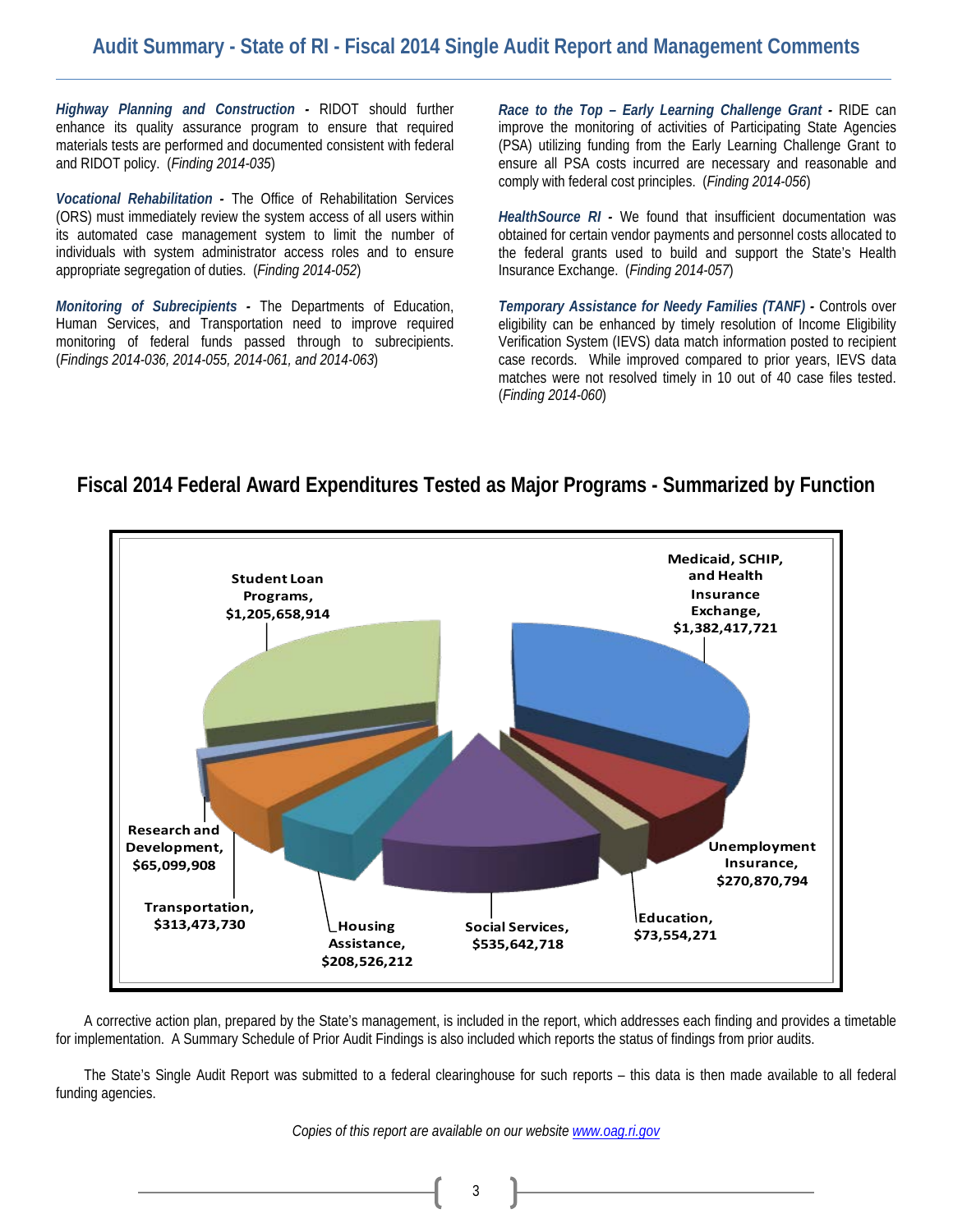## Audit Summary - State of RI - Fiscal 2014 Single Audit Report and Management Comments

***Highway Planning and Construction*** **-** RIDOT should further enhance its quality assurance program to ensure that required materials tests are performed and documented consistent with federal and RIDOT policy. (*Finding 2014-035*)

***Vocational Rehabilitation*** **-** The Office of Rehabilitation Services (ORS) must immediately review the system access of all users within its automated case management system to limit the number of individuals with system administrator access roles and to ensure appropriate segregation of duties. (*Finding 2014-052*)

***Monitoring of Subrecipients*** **-** The Departments of Education, Human Services, and Transportation need to improve required monitoring of federal funds passed through to subrecipients. (*Findings 2014-036, 2014-055, 2014-061, and 2014-063*)

***Race to the Top – Early Learning Challenge Grant*** **-** RIDE can improve the monitoring of activities of Participating State Agencies (PSA) utilizing funding from the Early Learning Challenge Grant to ensure all PSA costs incurred are necessary and reasonable and comply with federal cost principles. (*Finding 2014-056*)

***HealthSource RI*** **-** We found that insufficient documentation was obtained for certain vendor payments and personnel costs allocated to the federal grants used to build and support the State's Health Insurance Exchange. (*Finding 2014-057*)

***Temporary Assistance for Needy Families (TANF)*** **-** Controls over eligibility can be enhanced by timely resolution of Income Eligibility Verification System (IEVS) data match information posted to recipient case records. While improved compared to prior years, IEVS data matches were not resolved timely in 10 out of 40 case files tested. (*Finding 2014-060*)

## Fiscal 2014 Federal Award Expenditures Tested as Major Programs - Summarized by Function

Student Loan Programs, $1,205,658,914

Medicaid, SCHIP, and Health Insurance Exchange, $1,382,417,721

Unemployment Insurance, $270,870,794

Education, $73,554,271

Social Services, $535,642,718

Housing Assistance, $208,526,212

Transportation, $313,473,730

Research and Development, $65,099,908

A corrective action plan, prepared by the State's management, is included in the report, which addresses each finding and provides a timetable for implementation. A Summary Schedule of Prior Audit Findings is also included which reports the status of findings from prior audits.

The State's Single Audit Report was submitted to a federal clearinghouse for such reports – this data is then made available to all federal funding agencies.

*Copies of this report are available on our website [www.oag.ri.gov](http://www.oag.ri.gov)*